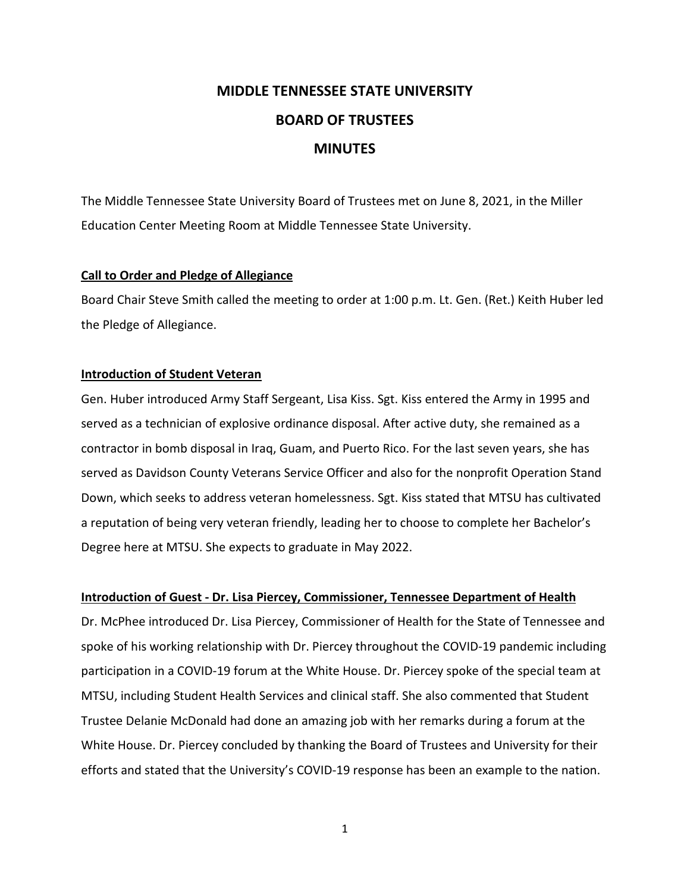# MIDDLE TENNESSEE STATE UNIVERSITY

# BOARD OF TRUSTEES

# MINUTES

The Middle Tennessee State University Board of Trustees met on June 8, 2021, in the Miller Education Center Meeting Room at Middle Tennessee State University.

## Call to Order and Pledge of Allegiance

Board Chair Steve Smith called the meeting to order at 1:00 p.m. Lt. Gen. (Ret.) Keith Huber led the Pledge of Allegiance.

## Introduction of Student Veteran

Gen. Huber introduced Army Staff Sergeant, Lisa Kiss. Sgt. Kiss entered the Army in 1995 and served as a technician of explosive ordinance disposal. After active duty, she remained as a contractor in bomb disposal in Iraq, Guam, and Puerto Rico. For the last seven years, she has served as Davidson County Veterans Service Officer and also for the nonprofit Operation Stand Down, which seeks to address veteran homelessness. Sgt. Kiss stated that MTSU has cultivated a reputation of being very veteran friendly, leading her to choose to complete her Bachelor's Degree here at MTSU. She expects to graduate in May 2022.

## Introduction of Guest - Dr. Lisa Piercey, Commissioner, Tennessee Department of Health

Dr. McPhee introduced Dr. Lisa Piercey, Commissioner of Health for the State of Tennessee and spoke of his working relationship with Dr. Piercey throughout the COVID-19 pandemic including participation in a COVID-19 forum at the White House. Dr. Piercey spoke of the special team at MTSU, including Student Health Services and clinical staff. She also commented that Student Trustee Delanie McDonald had done an amazing job with her remarks during a forum at the White House. Dr. Piercey concluded by thanking the Board of Trustees and University for their efforts and stated that the University's COVID-19 response has been an example to the nation.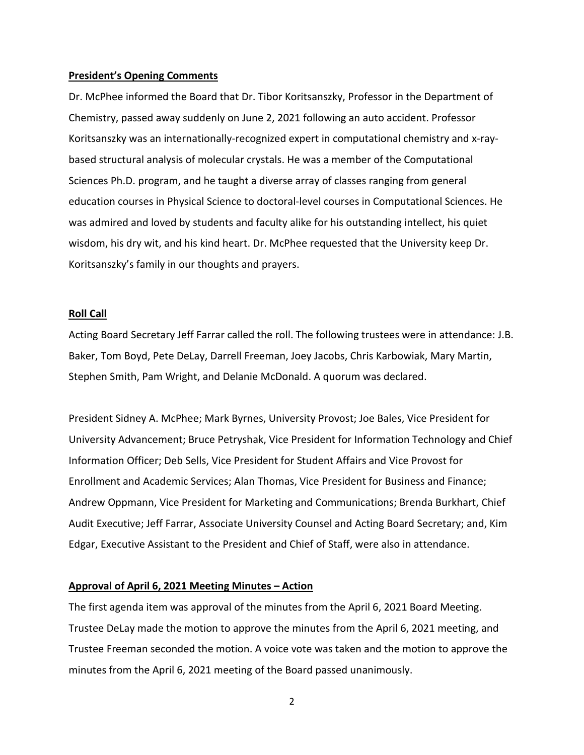**President's Opening Comments**

Dr. McPhee informed the Board that Dr. Tibor Koritsanszky, Professor in the Department of Chemistry, passed away suddenly on June 2, 2021 following an auto accident. Professor Koritsanszky was an internationally-recognized expert in computational chemistry and x-ray-based structural analysis of molecular crystals. He was a member of the Computational Sciences Ph.D. program, and he taught a diverse array of classes ranging from general education courses in Physical Science to doctoral-level courses in Computational Sciences. He was admired and loved by students and faculty alike for his outstanding intellect, his quiet wisdom, his dry wit, and his kind heart. Dr. McPhee requested that the University keep Dr. Koritsanszky's family in our thoughts and prayers.

**Roll Call**

Acting Board Secretary Jeff Farrar called the roll. The following trustees were in attendance: J.B. Baker, Tom Boyd, Pete DeLay, Darrell Freeman, Joey Jacobs, Chris Karbowiak, Mary Martin, Stephen Smith, Pam Wright, and Delanie McDonald. A quorum was declared.

President Sidney A. McPhee; Mark Byrnes, University Provost; Joe Bales, Vice President for University Advancement; Bruce Petryshak, Vice President for Information Technology and Chief Information Officer; Deb Sells, Vice President for Student Affairs and Vice Provost for Enrollment and Academic Services; Alan Thomas, Vice President for Business and Finance; Andrew Oppmann, Vice President for Marketing and Communications; Brenda Burkhart, Chief Audit Executive; Jeff Farrar, Associate University Counsel and Acting Board Secretary; and, Kim Edgar, Executive Assistant to the President and Chief of Staff, were also in attendance.

**Approval of April 6, 2021 Meeting Minutes – Action**

The first agenda item was approval of the minutes from the April 6, 2021 Board Meeting. Trustee DeLay made the motion to approve the minutes from the April 6, 2021 meeting, and Trustee Freeman seconded the motion. A voice vote was taken and the motion to approve the minutes from the April 6, 2021 meeting of the Board passed unanimously.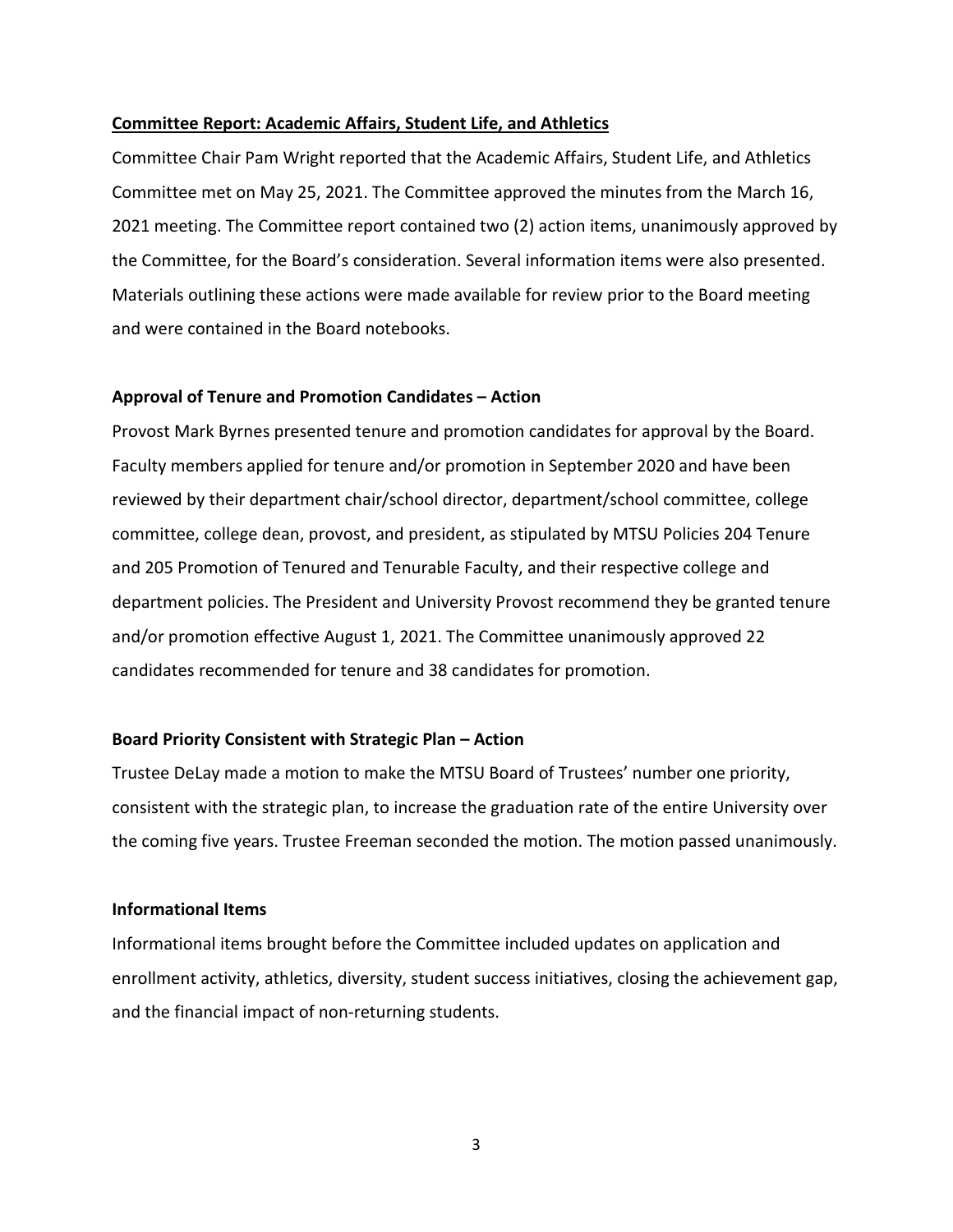## Committee Report: Academic Affairs, Student Life, and Athletics

Committee Chair Pam Wright reported that the Academic Affairs, Student Life, and Athletics Committee met on May 25, 2021. The Committee approved the minutes from the March 16, 2021 meeting. The Committee report contained two (2) action items, unanimously approved by the Committee, for the Board's consideration. Several information items were also presented. Materials outlining these actions were made available for review prior to the Board meeting and were contained in the Board notebooks.

### Approval of Tenure and Promotion Candidates – Action

Provost Mark Byrnes presented tenure and promotion candidates for approval by the Board. Faculty members applied for tenure and/or promotion in September 2020 and have been reviewed by their department chair/school director, department/school committee, college committee, college dean, provost, and president, as stipulated by MTSU Policies 204 Tenure and 205 Promotion of Tenured and Tenurable Faculty, and their respective college and department policies. The President and University Provost recommend they be granted tenure and/or promotion effective August 1, 2021. The Committee unanimously approved 22 candidates recommended for tenure and 38 candidates for promotion.

### Board Priority Consistent with Strategic Plan – Action

Trustee DeLay made a motion to make the MTSU Board of Trustees' number one priority, consistent with the strategic plan, to increase the graduation rate of the entire University over the coming five years. Trustee Freeman seconded the motion. The motion passed unanimously.

### Informational Items

Informational items brought before the Committee included updates on application and enrollment activity, athletics, diversity, student success initiatives, closing the achievement gap, and the financial impact of non-returning students.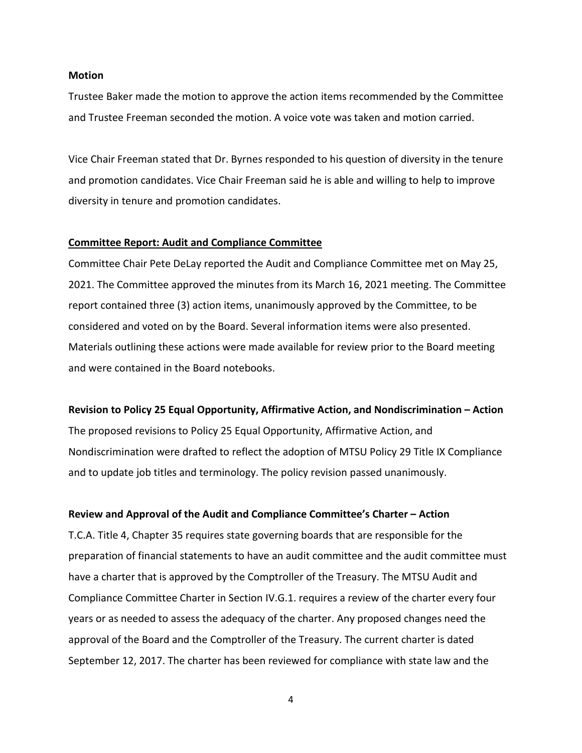**Motion**

Trustee Baker made the motion to approve the action items recommended by the Committee and Trustee Freeman seconded the motion. A voice vote was taken and motion carried.

Vice Chair Freeman stated that Dr. Byrnes responded to his question of diversity in the tenure and promotion candidates. Vice Chair Freeman said he is able and willing to help to improve diversity in tenure and promotion candidates.

**Committee Report: Audit and Compliance Committee**

Committee Chair Pete DeLay reported the Audit and Compliance Committee met on May 25, 2021. The Committee approved the minutes from its March 16, 2021 meeting. The Committee report contained three (3) action items, unanimously approved by the Committee, to be considered and voted on by the Board. Several information items were also presented. Materials outlining these actions were made available for review prior to the Board meeting and were contained in the Board notebooks.

**Revision to Policy 25 Equal Opportunity, Affirmative Action, and Nondiscrimination – Action**

The proposed revisions to Policy 25 Equal Opportunity, Affirmative Action, and Nondiscrimination were drafted to reflect the adoption of MTSU Policy 29 Title IX Compliance and to update job titles and terminology. The policy revision passed unanimously.

**Review and Approval of the Audit and Compliance Committee's Charter – Action**

T.C.A. Title 4, Chapter 35 requires state governing boards that are responsible for the preparation of financial statements to have an audit committee and the audit committee must have a charter that is approved by the Comptroller of the Treasury. The MTSU Audit and Compliance Committee Charter in Section IV.G.1. requires a review of the charter every four years or as needed to assess the adequacy of the charter. Any proposed changes need the approval of the Board and the Comptroller of the Treasury. The current charter is dated September 12, 2017. The charter has been reviewed for compliance with state law and the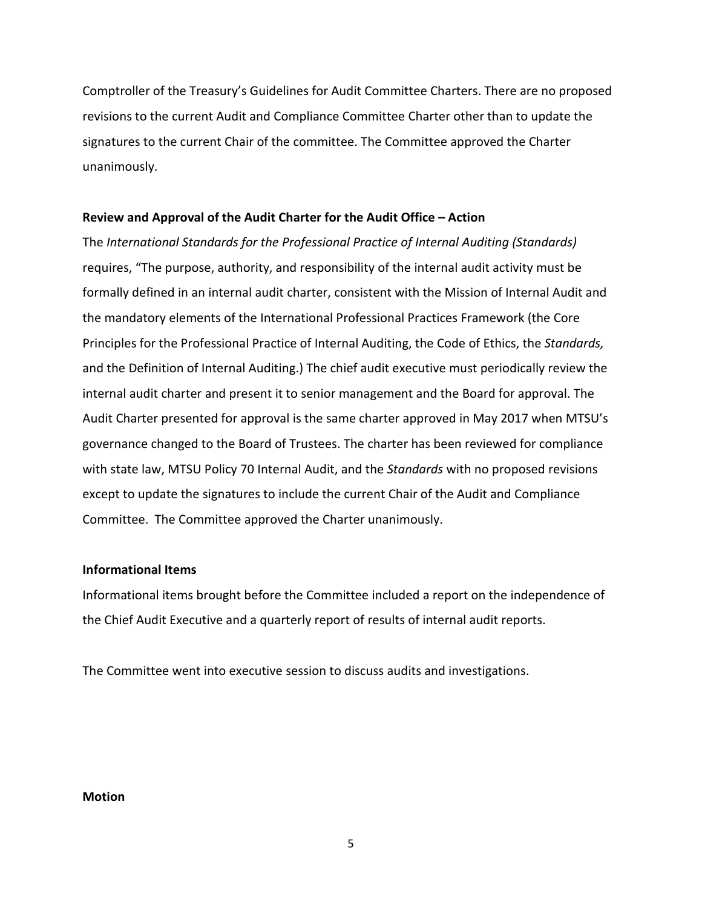Comptroller of the Treasury's Guidelines for Audit Committee Charters. There are no proposed revisions to the current Audit and Compliance Committee Charter other than to update the signatures to the current Chair of the committee. The Committee approved the Charter unanimously.

**Review and Approval of the Audit Charter for the Audit Office – Action**

The *International Standards for the Professional Practice of Internal Auditing (Standards)* requires, "The purpose, authority, and responsibility of the internal audit activity must be formally defined in an internal audit charter, consistent with the Mission of Internal Audit and the mandatory elements of the International Professional Practices Framework (the Core Principles for the Professional Practice of Internal Auditing, the Code of Ethics, the *Standards,* and the Definition of Internal Auditing.) The chief audit executive must periodically review the internal audit charter and present it to senior management and the Board for approval. The Audit Charter presented for approval is the same charter approved in May 2017 when MTSU's governance changed to the Board of Trustees. The charter has been reviewed for compliance with state law, MTSU Policy 70 Internal Audit, and the *Standards* with no proposed revisions except to update the signatures to include the current Chair of the Audit and Compliance Committee. The Committee approved the Charter unanimously.

**Informational Items**

Informational items brought before the Committee included a report on the independence of the Chief Audit Executive and a quarterly report of results of internal audit reports.

The Committee went into executive session to discuss audits and investigations.

**Motion**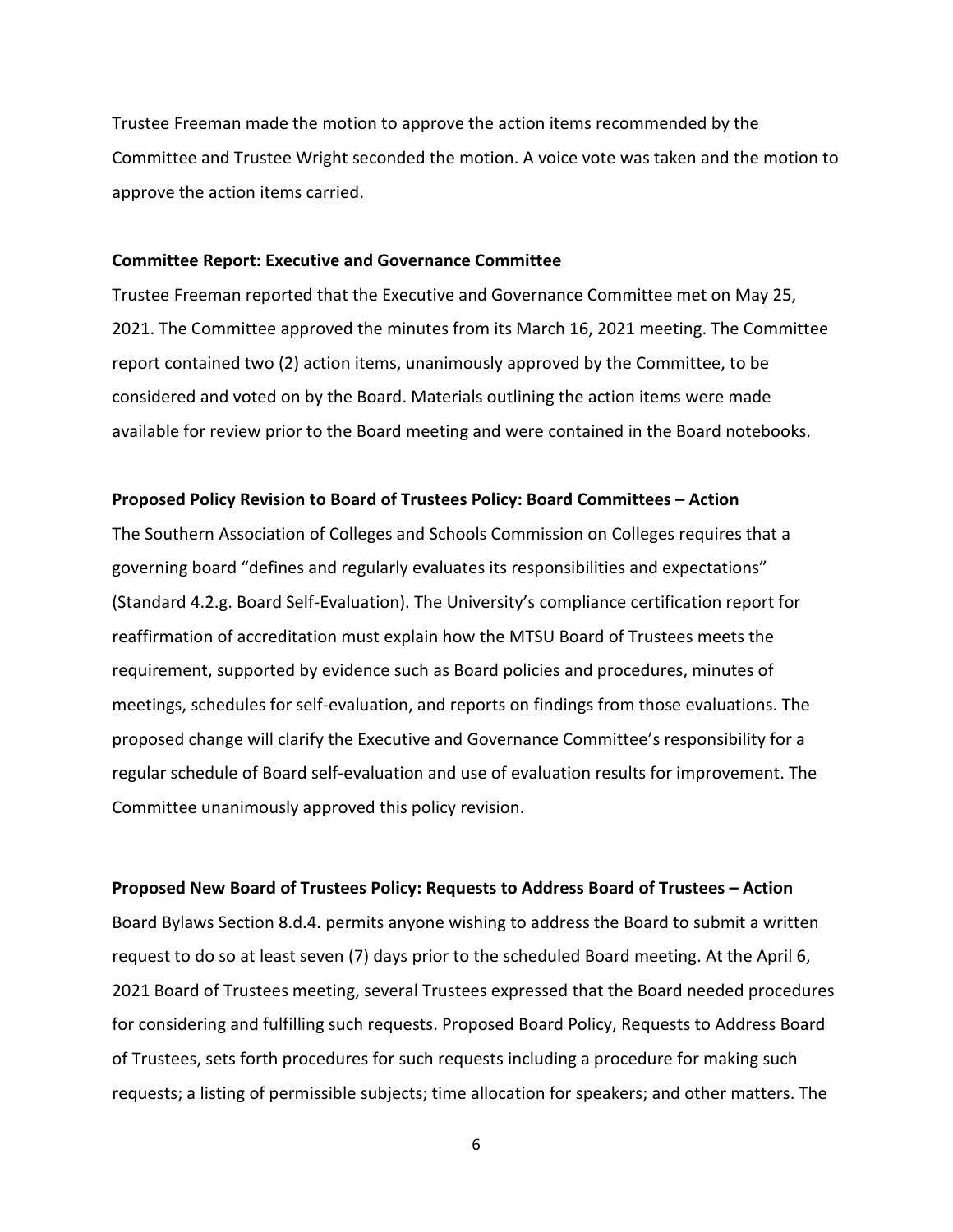Trustee Freeman made the motion to approve the action items recommended by the Committee and Trustee Wright seconded the motion. A voice vote was taken and the motion to approve the action items carried.

**Committee Report: Executive and Governance Committee**

Trustee Freeman reported that the Executive and Governance Committee met on May 25, 2021. The Committee approved the minutes from its March 16, 2021 meeting. The Committee report contained two (2) action items, unanimously approved by the Committee, to be considered and voted on by the Board. Materials outlining the action items were made available for review prior to the Board meeting and were contained in the Board notebooks.

**Proposed Policy Revision to Board of Trustees Policy: Board Committees – Action**

The Southern Association of Colleges and Schools Commission on Colleges requires that a governing board "defines and regularly evaluates its responsibilities and expectations" (Standard 4.2.g. Board Self-Evaluation). The University's compliance certification report for reaffirmation of accreditation must explain how the MTSU Board of Trustees meets the requirement, supported by evidence such as Board policies and procedures, minutes of meetings, schedules for self-evaluation, and reports on findings from those evaluations. The proposed change will clarify the Executive and Governance Committee's responsibility for a regular schedule of Board self-evaluation and use of evaluation results for improvement. The Committee unanimously approved this policy revision.

**Proposed New Board of Trustees Policy: Requests to Address Board of Trustees – Action**

Board Bylaws Section 8.d.4. permits anyone wishing to address the Board to submit a written request to do so at least seven (7) days prior to the scheduled Board meeting. At the April 6, 2021 Board of Trustees meeting, several Trustees expressed that the Board needed procedures for considering and fulfilling such requests. Proposed Board Policy, Requests to Address Board of Trustees, sets forth procedures for such requests including a procedure for making such requests; a listing of permissible subjects; time allocation for speakers; and other matters. The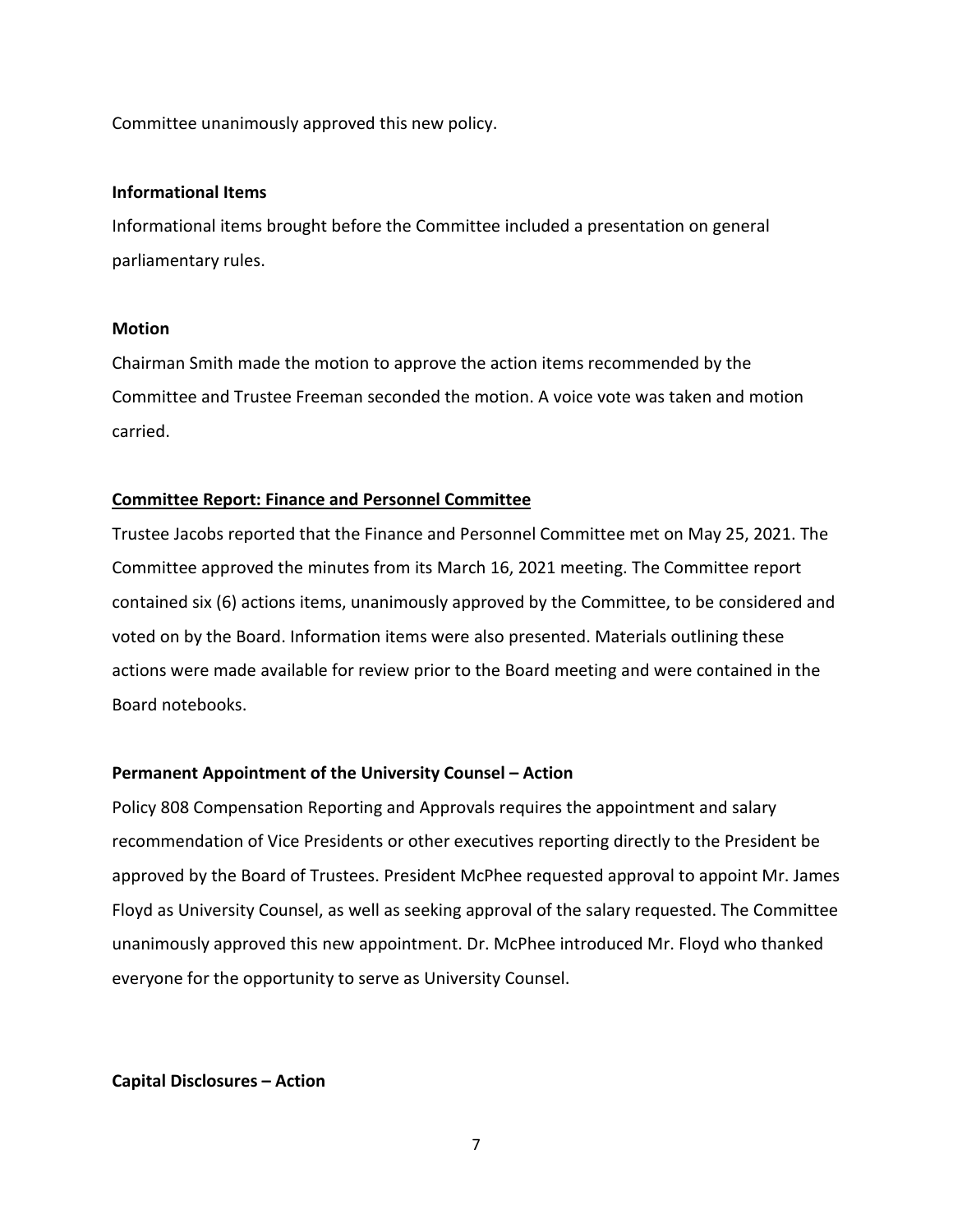Committee unanimously approved this new policy.

**Informational Items**

Informational items brought before the Committee included a presentation on general parliamentary rules.

**Motion**

Chairman Smith made the motion to approve the action items recommended by the Committee and Trustee Freeman seconded the motion. A voice vote was taken and motion carried.

**Committee Report: Finance and Personnel Committee**

Trustee Jacobs reported that the Finance and Personnel Committee met on May 25, 2021. The Committee approved the minutes from its March 16, 2021 meeting. The Committee report contained six (6) actions items, unanimously approved by the Committee, to be considered and voted on by the Board. Information items were also presented. Materials outlining these actions were made available for review prior to the Board meeting and were contained in the Board notebooks.

**Permanent Appointment of the University Counsel – Action**

Policy 808 Compensation Reporting and Approvals requires the appointment and salary recommendation of Vice Presidents or other executives reporting directly to the President be approved by the Board of Trustees. President McPhee requested approval to appoint Mr. James Floyd as University Counsel, as well as seeking approval of the salary requested. The Committee unanimously approved this new appointment. Dr. McPhee introduced Mr. Floyd who thanked everyone for the opportunity to serve as University Counsel.

**Capital Disclosures – Action**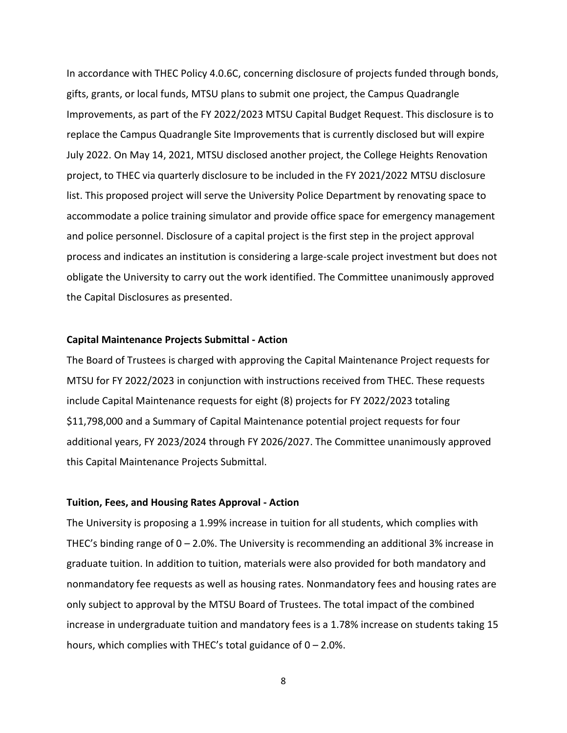In accordance with THEC Policy 4.0.6C, concerning disclosure of projects funded through bonds, gifts, grants, or local funds, MTSU plans to submit one project, the Campus Quadrangle Improvements, as part of the FY 2022/2023 MTSU Capital Budget Request. This disclosure is to replace the Campus Quadrangle Site Improvements that is currently disclosed but will expire July 2022. On May 14, 2021, MTSU disclosed another project, the College Heights Renovation project, to THEC via quarterly disclosure to be included in the FY 2021/2022 MTSU disclosure list. This proposed project will serve the University Police Department by renovating space to accommodate a police training simulator and provide office space for emergency management and police personnel. Disclosure of a capital project is the first step in the project approval process and indicates an institution is considering a large-scale project investment but does not obligate the University to carry out the work identified. The Committee unanimously approved the Capital Disclosures as presented.

**Capital Maintenance Projects Submittal - Action**

The Board of Trustees is charged with approving the Capital Maintenance Project requests for MTSU for FY 2022/2023 in conjunction with instructions received from THEC. These requests include Capital Maintenance requests for eight (8) projects for FY 2022/2023 totaling $11,798,000 and a Summary of Capital Maintenance potential project requests for four additional years, FY 2023/2024 through FY 2026/2027. The Committee unanimously approved this Capital Maintenance Projects Submittal.

**Tuition, Fees, and Housing Rates Approval - Action**

The University is proposing a 1.99% increase in tuition for all students, which complies with THEC's binding range of 0 – 2.0%. The University is recommending an additional 3% increase in graduate tuition. In addition to tuition, materials were also provided for both mandatory and nonmandatory fee requests as well as housing rates. Nonmandatory fees and housing rates are only subject to approval by the MTSU Board of Trustees. The total impact of the combined increase in undergraduate tuition and mandatory fees is a 1.78% increase on students taking 15 hours, which complies with THEC's total guidance of 0 – 2.0%.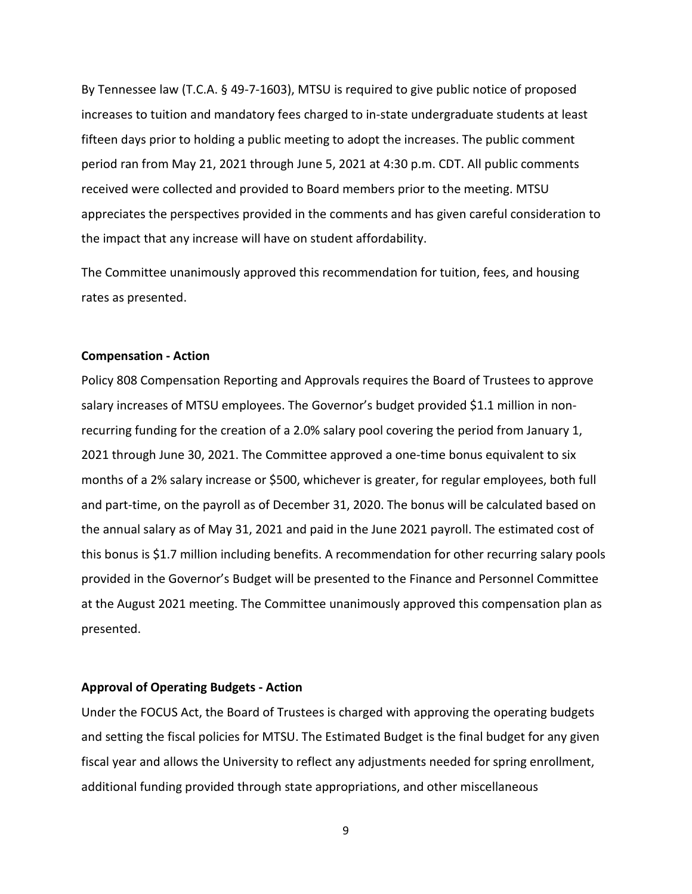By Tennessee law (T.C.A. § 49-7-1603), MTSU is required to give public notice of proposed increases to tuition and mandatory fees charged to in-state undergraduate students at least fifteen days prior to holding a public meeting to adopt the increases. The public comment period ran from May 21, 2021 through June 5, 2021 at 4:30 p.m. CDT. All public comments received were collected and provided to Board members prior to the meeting. MTSU appreciates the perspectives provided in the comments and has given careful consideration to the impact that any increase will have on student affordability.

The Committee unanimously approved this recommendation for tuition, fees, and housing rates as presented.

**Compensation - Action**

Policy 808 Compensation Reporting and Approvals requires the Board of Trustees to approve salary increases of MTSU employees. The Governor's budget provided $1.1 million in non-recurring funding for the creation of a 2.0% salary pool covering the period from January 1, 2021 through June 30, 2021. The Committee approved a one-time bonus equivalent to six months of a 2% salary increase or $500, whichever is greater, for regular employees, both full and part-time, on the payroll as of December 31, 2020. The bonus will be calculated based on the annual salary as of May 31, 2021 and paid in the June 2021 payroll. The estimated cost of this bonus is $1.7 million including benefits. A recommendation for other recurring salary pools provided in the Governor's Budget will be presented to the Finance and Personnel Committee at the August 2021 meeting. The Committee unanimously approved this compensation plan as presented.

**Approval of Operating Budgets - Action**

Under the FOCUS Act, the Board of Trustees is charged with approving the operating budgets and setting the fiscal policies for MTSU. The Estimated Budget is the final budget for any given fiscal year and allows the University to reflect any adjustments needed for spring enrollment, additional funding provided through state appropriations, and other miscellaneous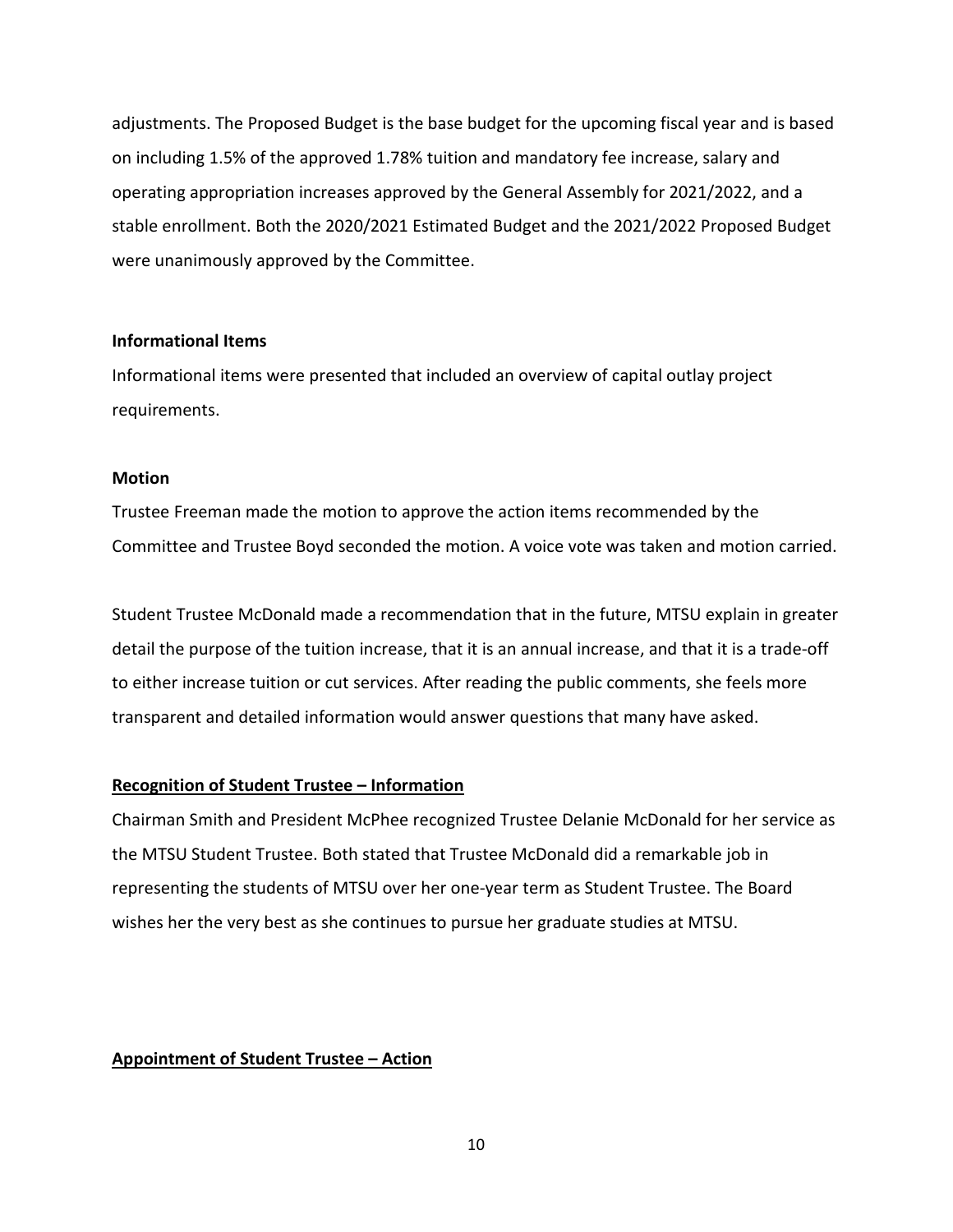adjustments. The Proposed Budget is the base budget for the upcoming fiscal year and is based on including 1.5% of the approved 1.78% tuition and mandatory fee increase, salary and operating appropriation increases approved by the General Assembly for 2021/2022, and a stable enrollment. Both the 2020/2021 Estimated Budget and the 2021/2022 Proposed Budget were unanimously approved by the Committee.

**Informational Items**

Informational items were presented that included an overview of capital outlay project requirements.

**Motion**

Trustee Freeman made the motion to approve the action items recommended by the Committee and Trustee Boyd seconded the motion. A voice vote was taken and motion carried.

Student Trustee McDonald made a recommendation that in the future, MTSU explain in greater detail the purpose of the tuition increase, that it is an annual increase, and that it is a trade-off to either increase tuition or cut services. After reading the public comments, she feels more transparent and detailed information would answer questions that many have asked.

**Recognition of Student Trustee – Information**

Chairman Smith and President McPhee recognized Trustee Delanie McDonald for her service as the MTSU Student Trustee. Both stated that Trustee McDonald did a remarkable job in representing the students of MTSU over her one-year term as Student Trustee. The Board wishes her the very best as she continues to pursue her graduate studies at MTSU.

**Appointment of Student Trustee – Action**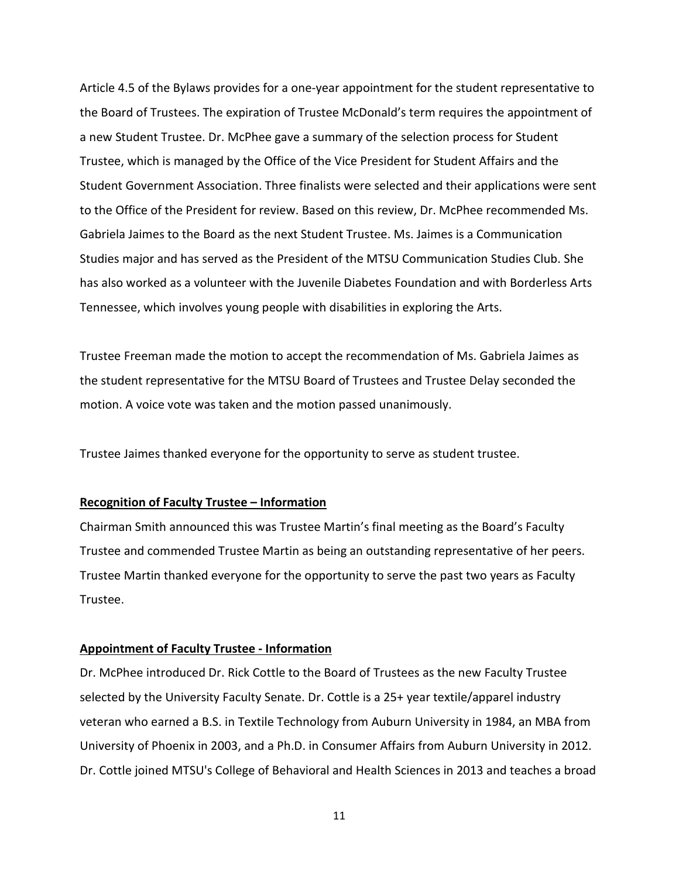Article 4.5 of the Bylaws provides for a one-year appointment for the student representative to the Board of Trustees. The expiration of Trustee McDonald's term requires the appointment of a new Student Trustee. Dr. McPhee gave a summary of the selection process for Student Trustee, which is managed by the Office of the Vice President for Student Affairs and the Student Government Association. Three finalists were selected and their applications were sent to the Office of the President for review. Based on this review, Dr. McPhee recommended Ms. Gabriela Jaimes to the Board as the next Student Trustee. Ms. Jaimes is a Communication Studies major and has served as the President of the MTSU Communication Studies Club. She has also worked as a volunteer with the Juvenile Diabetes Foundation and with Borderless Arts Tennessee, which involves young people with disabilities in exploring the Arts.

Trustee Freeman made the motion to accept the recommendation of Ms. Gabriela Jaimes as the student representative for the MTSU Board of Trustees and Trustee Delay seconded the motion. A voice vote was taken and the motion passed unanimously.

Trustee Jaimes thanked everyone for the opportunity to serve as student trustee.

**Recognition of Faculty Trustee – Information**

Chairman Smith announced this was Trustee Martin's final meeting as the Board's Faculty Trustee and commended Trustee Martin as being an outstanding representative of her peers. Trustee Martin thanked everyone for the opportunity to serve the past two years as Faculty Trustee.

**Appointment of Faculty Trustee - Information**

Dr. McPhee introduced Dr. Rick Cottle to the Board of Trustees as the new Faculty Trustee selected by the University Faculty Senate. Dr. Cottle is a 25+ year textile/apparel industry veteran who earned a B.S. in Textile Technology from Auburn University in 1984, an MBA from University of Phoenix in 2003, and a Ph.D. in Consumer Affairs from Auburn University in 2012. Dr. Cottle joined MTSU's College of Behavioral and Health Sciences in 2013 and teaches a broad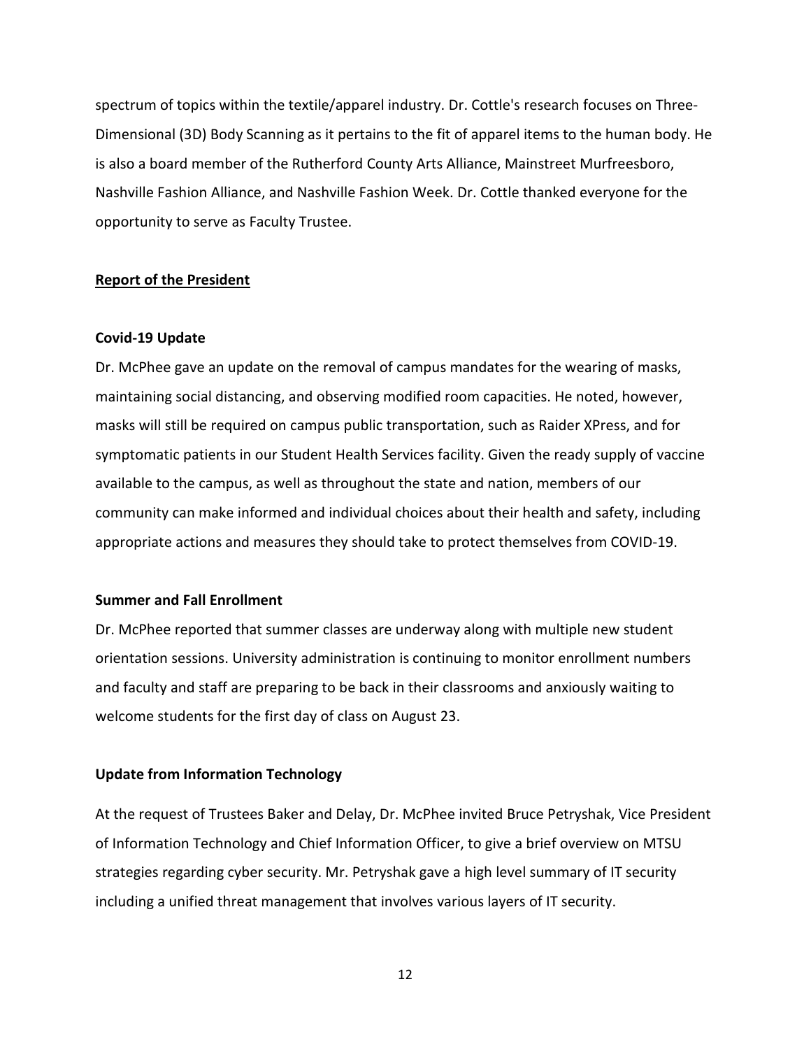spectrum of topics within the textile/apparel industry. Dr. Cottle's research focuses on Three-Dimensional (3D) Body Scanning as it pertains to the fit of apparel items to the human body. He is also a board member of the Rutherford County Arts Alliance, Mainstreet Murfreesboro, Nashville Fashion Alliance, and Nashville Fashion Week. Dr. Cottle thanked everyone for the opportunity to serve as Faculty Trustee.

## Report of the President

### Covid-19 Update

Dr. McPhee gave an update on the removal of campus mandates for the wearing of masks, maintaining social distancing, and observing modified room capacities. He noted, however, masks will still be required on campus public transportation, such as Raider XPress, and for symptomatic patients in our Student Health Services facility. Given the ready supply of vaccine available to the campus, as well as throughout the state and nation, members of our community can make informed and individual choices about their health and safety, including appropriate actions and measures they should take to protect themselves from COVID-19.

### Summer and Fall Enrollment

Dr. McPhee reported that summer classes are underway along with multiple new student orientation sessions. University administration is continuing to monitor enrollment numbers and faculty and staff are preparing to be back in their classrooms and anxiously waiting to welcome students for the first day of class on August 23.

### Update from Information Technology

At the request of Trustees Baker and Delay, Dr. McPhee invited Bruce Petryshak, Vice President of Information Technology and Chief Information Officer, to give a brief overview on MTSU strategies regarding cyber security. Mr. Petryshak gave a high level summary of IT security including a unified threat management that involves various layers of IT security.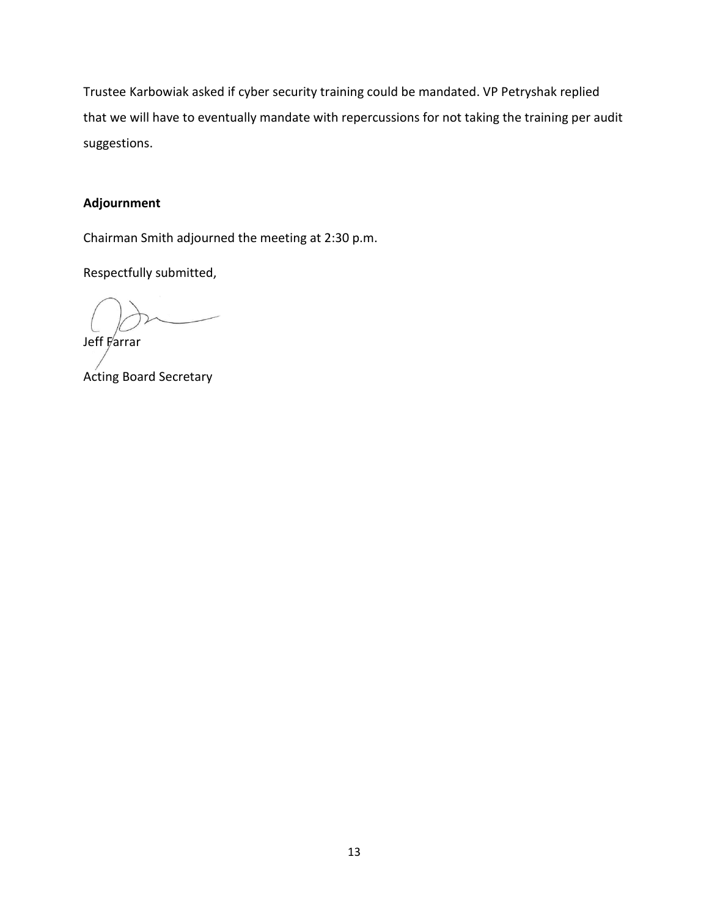Trustee Karbowiak asked if cyber security training could be mandated. VP Petryshak replied that we will have to eventually mandate with repercussions for not taking the training per audit suggestions.

**Adjournment**

Chairman Smith adjourned the meeting at 2:30 p.m.

Respectfully submitted,

Jeff Farrar

Acting Board Secretary